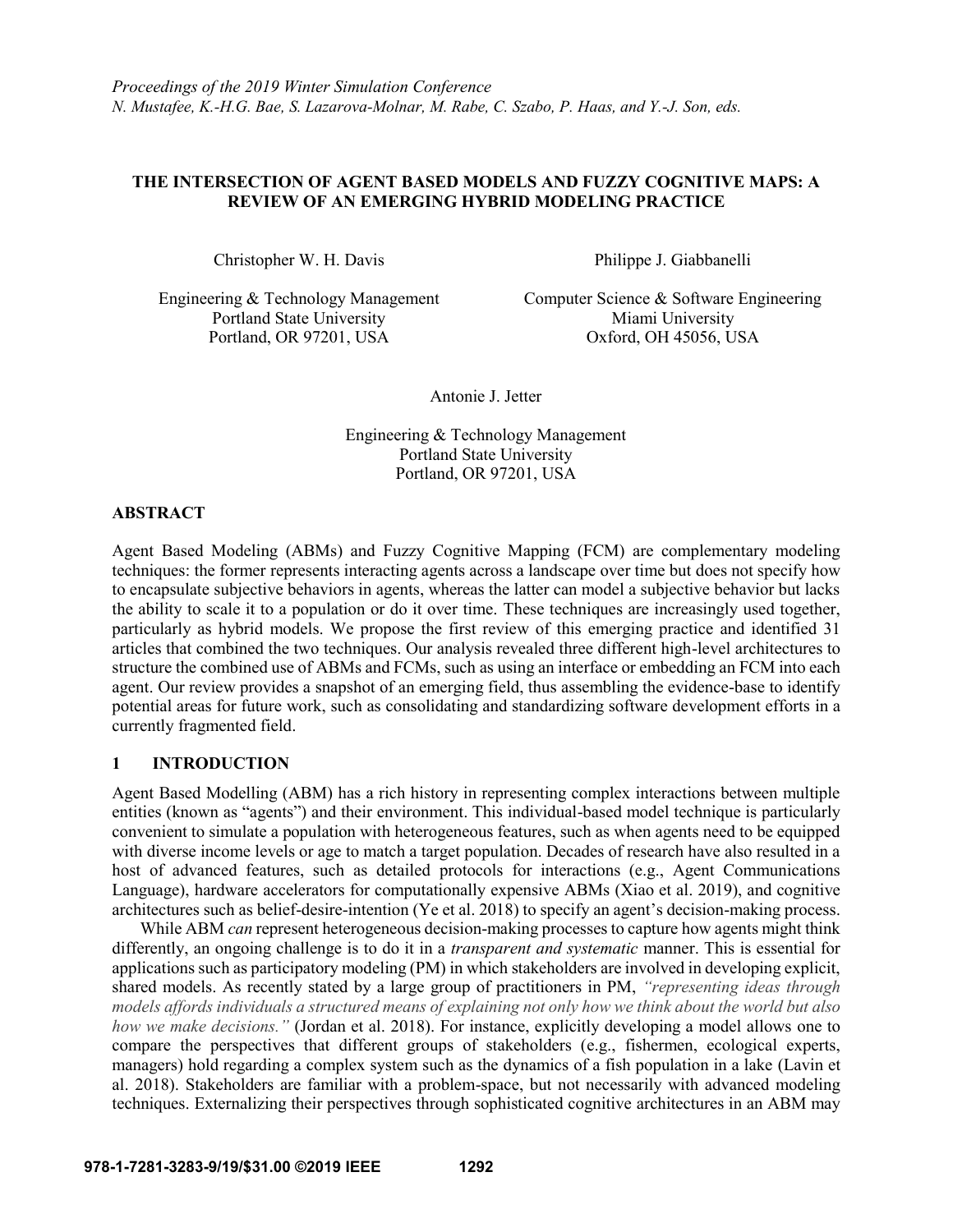# THE INTERSECTION OF AGENT BASED MODELS AND FUZZY COGNITIVE MAPS: A REVIEW OF AN EMERGING HYBRID MODELING PRACTICE

Christopher W. H. Davis
Engineering & Technology Management
Portland State University
Portland, OR 97201, USA

Philippe J. Giabbanelli
Computer Science & Software Engineering
Miami University
Oxford, OH 45056, USA

Antonie J. Jetter
Engineering & Technology Management
Portland State University
Portland, OR 97201, USA

## ABSTRACT

Agent Based Modeling (ABMs) and Fuzzy Cognitive Mapping (FCM) are complementary modeling techniques: the former represents interacting agents across a landscape over time but does not specify how to encapsulate subjective behaviors in agents, whereas the latter can model a subjective behavior but lacks the ability to scale it to a population or do it over time. These techniques are increasingly used together, particularly as hybrid models. We propose the first review of this emerging practice and identified 31 articles that combined the two techniques. Our analysis revealed three different high-level architectures to structure the combined use of ABMs and FCMs, such as using an interface or embedding an FCM into each agent. Our review provides a snapshot of an emerging field, thus assembling the evidence-base to identify potential areas for future work, such as consolidating and standardizing software development efforts in a currently fragmented field.

## 1 INTRODUCTION

Agent Based Modelling (ABM) has a rich history in representing complex interactions between multiple entities (known as "agents") and their environment. This individual-based model technique is particularly convenient to simulate a population with heterogeneous features, such as when agents need to be equipped with diverse income levels or age to match a target population. Decades of research have also resulted in a host of advanced features, such as detailed protocols for interactions (e.g., Agent Communications Language), hardware accelerators for computationally expensive ABMs (Xiao et al. 2019), and cognitive architectures such as belief-desire-intention (Ye et al. 2018) to specify an agent's decision-making process.

While ABM *can* represent heterogeneous decision-making processes to capture how agents might think differently, an ongoing challenge is to do it in a *transparent and systematic* manner. This is essential for applications such as participatory modeling (PM) in which stakeholders are involved in developing explicit, shared models. As recently stated by a large group of practitioners in PM, *"representing ideas through models affords individuals a structured means of explaining not only how we think about the world but also how we make decisions."* (Jordan et al. 2018). For instance, explicitly developing a model allows one to compare the perspectives that different groups of stakeholders (e.g., fishermen, ecological experts, managers) hold regarding a complex system such as the dynamics of a fish population in a lake (Lavin et al. 2018). Stakeholders are familiar with a problem-space, but not necessarily with advanced modeling techniques. Externalizing their perspectives through sophisticated cognitive architectures in an ABM may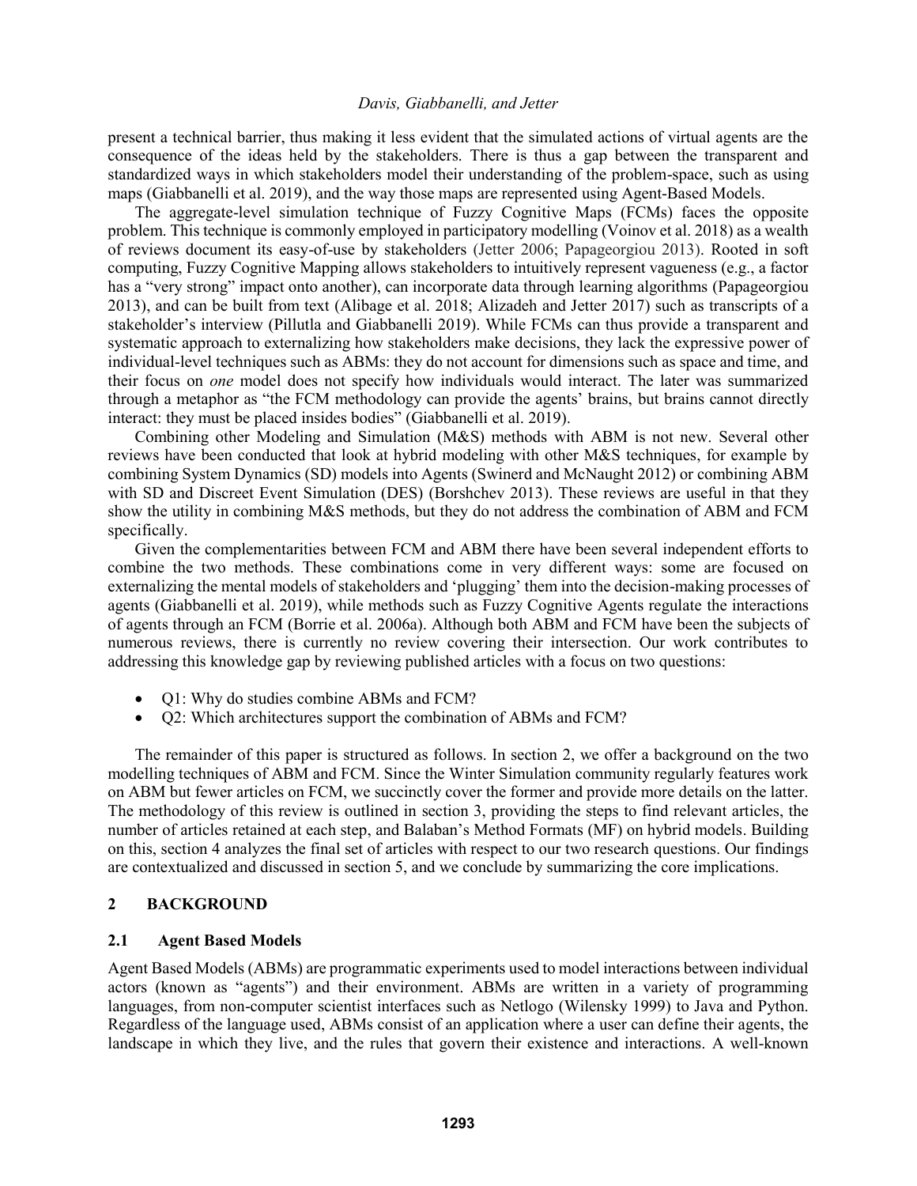present a technical barrier, thus making it less evident that the simulated actions of virtual agents are the consequence of the ideas held by the stakeholders. There is thus a gap between the transparent and standardized ways in which stakeholders model their understanding of the problem-space, such as using maps (Giabbanelli et al. 2019), and the way those maps are represented using Agent-Based Models.

The aggregate-level simulation technique of Fuzzy Cognitive Maps (FCMs) faces the opposite problem. This technique is commonly employed in participatory modelling (Voinov et al. 2018) as a wealth of reviews document its easy-of-use by stakeholders (Jetter 2006; Papageorgiou 2013). Rooted in soft computing, Fuzzy Cognitive Mapping allows stakeholders to intuitively represent vagueness (e.g., a factor has a "very strong" impact onto another), can incorporate data through learning algorithms (Papageorgiou 2013), and can be built from text (Alibage et al. 2018; Alizadeh and Jetter 2017) such as transcripts of a stakeholder's interview (Pillutla and Giabbanelli 2019). While FCMs can thus provide a transparent and systematic approach to externalizing how stakeholders make decisions, they lack the expressive power of individual-level techniques such as ABMs: they do not account for dimensions such as space and time, and their focus on *one* model does not specify how individuals would interact. The later was summarized through a metaphor as "the FCM methodology can provide the agents' brains, but brains cannot directly interact: they must be placed insides bodies" (Giabbanelli et al. 2019).

Combining other Modeling and Simulation (M&S) methods with ABM is not new. Several other reviews have been conducted that look at hybrid modeling with other M&S techniques, for example by combining System Dynamics (SD) models into Agents (Swinerd and McNaught 2012) or combining ABM with SD and Discreet Event Simulation (DES) (Borshchev 2013). These reviews are useful in that they show the utility in combining M&S methods, but they do not address the combination of ABM and FCM specifically.

Given the complementarities between FCM and ABM there have been several independent efforts to combine the two methods. These combinations come in very different ways: some are focused on externalizing the mental models of stakeholders and 'plugging' them into the decision-making processes of agents (Giabbanelli et al. 2019), while methods such as Fuzzy Cognitive Agents regulate the interactions of agents through an FCM (Borrie et al. 2006a). Although both ABM and FCM have been the subjects of numerous reviews, there is currently no review covering their intersection. Our work contributes to addressing this knowledge gap by reviewing published articles with a focus on two questions:

- Q1: Why do studies combine ABMs and FCM?
- Q2: Which architectures support the combination of ABMs and FCM?

The remainder of this paper is structured as follows. In section 2, we offer a background on the two modelling techniques of ABM and FCM. Since the Winter Simulation community regularly features work on ABM but fewer articles on FCM, we succinctly cover the former and provide more details on the latter. The methodology of this review is outlined in section 3, providing the steps to find relevant articles, the number of articles retained at each step, and Balaban's Method Formats (MF) on hybrid models. Building on this, section 4 analyzes the final set of articles with respect to our two research questions. Our findings are contextualized and discussed in section 5, and we conclude by summarizing the core implications.

## 2 BACKGROUND

### 2.1 Agent Based Models

Agent Based Models (ABMs) are programmatic experiments used to model interactions between individual actors (known as "agents") and their environment. ABMs are written in a variety of programming languages, from non-computer scientist interfaces such as Netlogo (Wilensky 1999) to Java and Python. Regardless of the language used, ABMs consist of an application where a user can define their agents, the landscape in which they live, and the rules that govern their existence and interactions. A well-known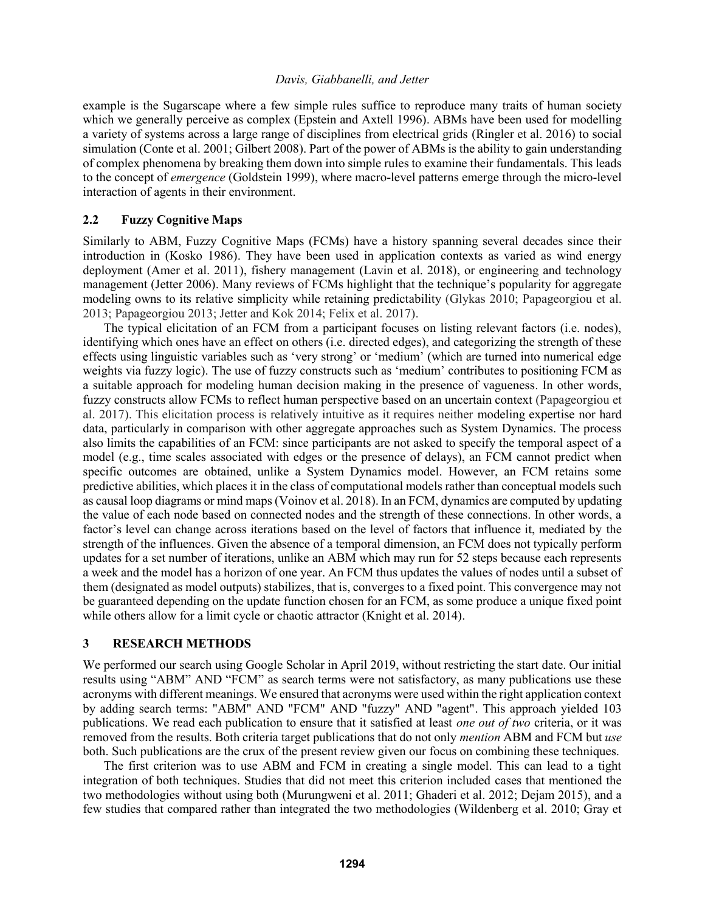example is the Sugarscape where a few simple rules suffice to reproduce many traits of human society which we generally perceive as complex (Epstein and Axtell 1996). ABMs have been used for modelling a variety of systems across a large range of disciplines from electrical grids (Ringler et al. 2016) to social simulation (Conte et al. 2001; Gilbert 2008). Part of the power of ABMs is the ability to gain understanding of complex phenomena by breaking them down into simple rules to examine their fundamentals. This leads to the concept of *emergence* (Goldstein 1999), where macro-level patterns emerge through the micro-level interaction of agents in their environment.

## 2.2 Fuzzy Cognitive Maps

Similarly to ABM, Fuzzy Cognitive Maps (FCMs) have a history spanning several decades since their introduction in (Kosko 1986). They have been used in application contexts as varied as wind energy deployment (Amer et al. 2011), fishery management (Lavin et al. 2018), or engineering and technology management (Jetter 2006). Many reviews of FCMs highlight that the technique's popularity for aggregate modeling owns to its relative simplicity while retaining predictability (Glykas 2010; Papageorgiou et al. 2013; Papageorgiou 2013; Jetter and Kok 2014; Felix et al. 2017).

The typical elicitation of an FCM from a participant focuses on listing relevant factors (i.e. nodes), identifying which ones have an effect on others (i.e. directed edges), and categorizing the strength of these effects using linguistic variables such as 'very strong' or 'medium' (which are turned into numerical edge weights via fuzzy logic). The use of fuzzy constructs such as 'medium' contributes to positioning FCM as a suitable approach for modeling human decision making in the presence of vagueness. In other words, fuzzy constructs allow FCMs to reflect human perspective based on an uncertain context (Papageorgiou et al. 2017). This elicitation process is relatively intuitive as it requires neither modeling expertise nor hard data, particularly in comparison with other aggregate approaches such as System Dynamics. The process also limits the capabilities of an FCM: since participants are not asked to specify the temporal aspect of a model (e.g., time scales associated with edges or the presence of delays), an FCM cannot predict when specific outcomes are obtained, unlike a System Dynamics model. However, an FCM retains some predictive abilities, which places it in the class of computational models rather than conceptual models such as causal loop diagrams or mind maps (Voinov et al. 2018). In an FCM, dynamics are computed by updating the value of each node based on connected nodes and the strength of these connections. In other words, a factor's level can change across iterations based on the level of factors that influence it, mediated by the strength of the influences. Given the absence of a temporal dimension, an FCM does not typically perform updates for a set number of iterations, unlike an ABM which may run for 52 steps because each represents a week and the model has a horizon of one year. An FCM thus updates the values of nodes until a subset of them (designated as model outputs) stabilizes, that is, converges to a fixed point. This convergence may not be guaranteed depending on the update function chosen for an FCM, as some produce a unique fixed point while others allow for a limit cycle or chaotic attractor (Knight et al. 2014).

# 3 RESEARCH METHODS

We performed our search using Google Scholar in April 2019, without restricting the start date. Our initial results using "ABM" AND "FCM" as search terms were not satisfactory, as many publications use these acronyms with different meanings. We ensured that acronyms were used within the right application context by adding search terms: "ABM" AND "FCM" AND "fuzzy" AND "agent". This approach yielded 103 publications. We read each publication to ensure that it satisfied at least *one out of two* criteria, or it was removed from the results. Both criteria target publications that do not only *mention* ABM and FCM but *use* both. Such publications are the crux of the present review given our focus on combining these techniques.

The first criterion was to use ABM and FCM in creating a single model. This can lead to a tight integration of both techniques. Studies that did not meet this criterion included cases that mentioned the two methodologies without using both (Murungweni et al. 2011; Ghaderi et al. 2012; Dejam 2015), and a few studies that compared rather than integrated the two methodologies (Wildenberg et al. 2010; Gray et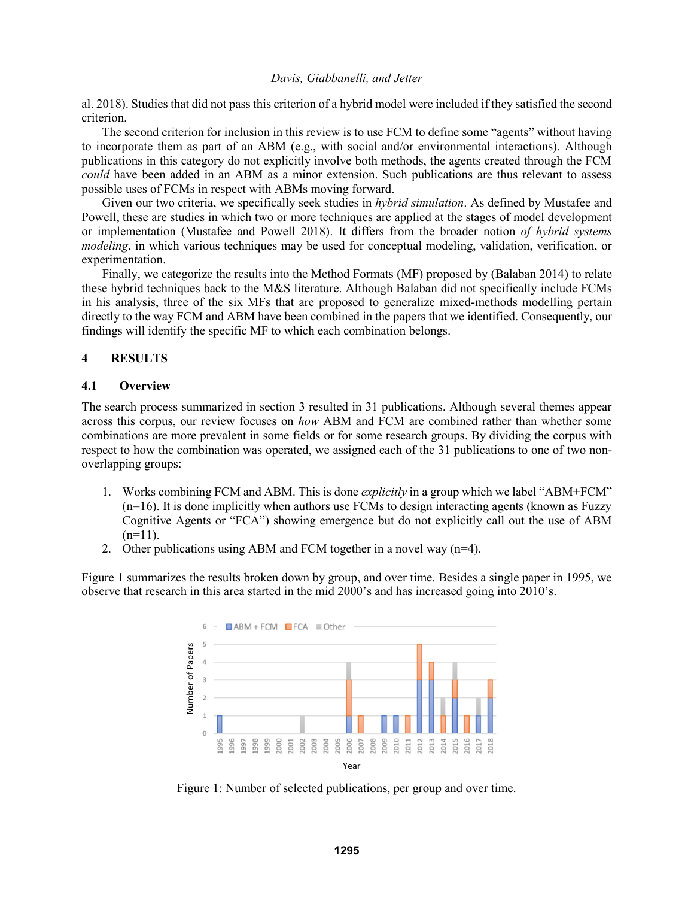al. 2018). Studies that did not pass this criterion of a hybrid model were included if they satisfied the second criterion.

The second criterion for inclusion in this review is to use FCM to define some "agents" without having to incorporate them as part of an ABM (e.g., with social and/or environmental interactions). Although publications in this category do not explicitly involve both methods, the agents created through the FCM *could* have been added in an ABM as a minor extension. Such publications are thus relevant to assess possible uses of FCMs in respect with ABMs moving forward.

Given our two criteria, we specifically seek studies in *hybrid simulation*. As defined by Mustafee and Powell, these are studies in which two or more techniques are applied at the stages of model development or implementation (Mustafee and Powell 2018). It differs from the broader notion *of hybrid systems modeling*, in which various techniques may be used for conceptual modeling, validation, verification, or experimentation.

Finally, we categorize the results into the Method Formats (MF) proposed by (Balaban 2014) to relate these hybrid techniques back to the M&S literature. Although Balaban did not specifically include FCMs in his analysis, three of the six MFs that are proposed to generalize mixed-methods modelling pertain directly to the way FCM and ABM have been combined in the papers that we identified. Consequently, our findings will identify the specific MF to which each combination belongs.

## 4 RESULTS

### 4.1 Overview

The search process summarized in section 3 resulted in 31 publications. Although several themes appear across this corpus, our review focuses on *how* ABM and FCM are combined rather than whether some combinations are more prevalent in some fields or for some research groups. By dividing the corpus with respect to how the combination was operated, we assigned each of the 31 publications to one of two non-overlapping groups:

1. Works combining FCM and ABM. This is done *explicitly* in a group which we label "ABM+FCM" (n=16). It is done implicitly when authors use FCMs to design interacting agents (known as Fuzzy Cognitive Agents or "FCA") showing emergence but do not explicitly call out the use of ABM (n=11).
2. Other publications using ABM and FCM together in a novel way (n=4).

Figure 1 summarizes the results broken down by group, and over time. Besides a single paper in 1995, we observe that research in this area started in the mid 2000's and has increased going into 2010's.

Figure 1: Number of selected publications, per group and over time.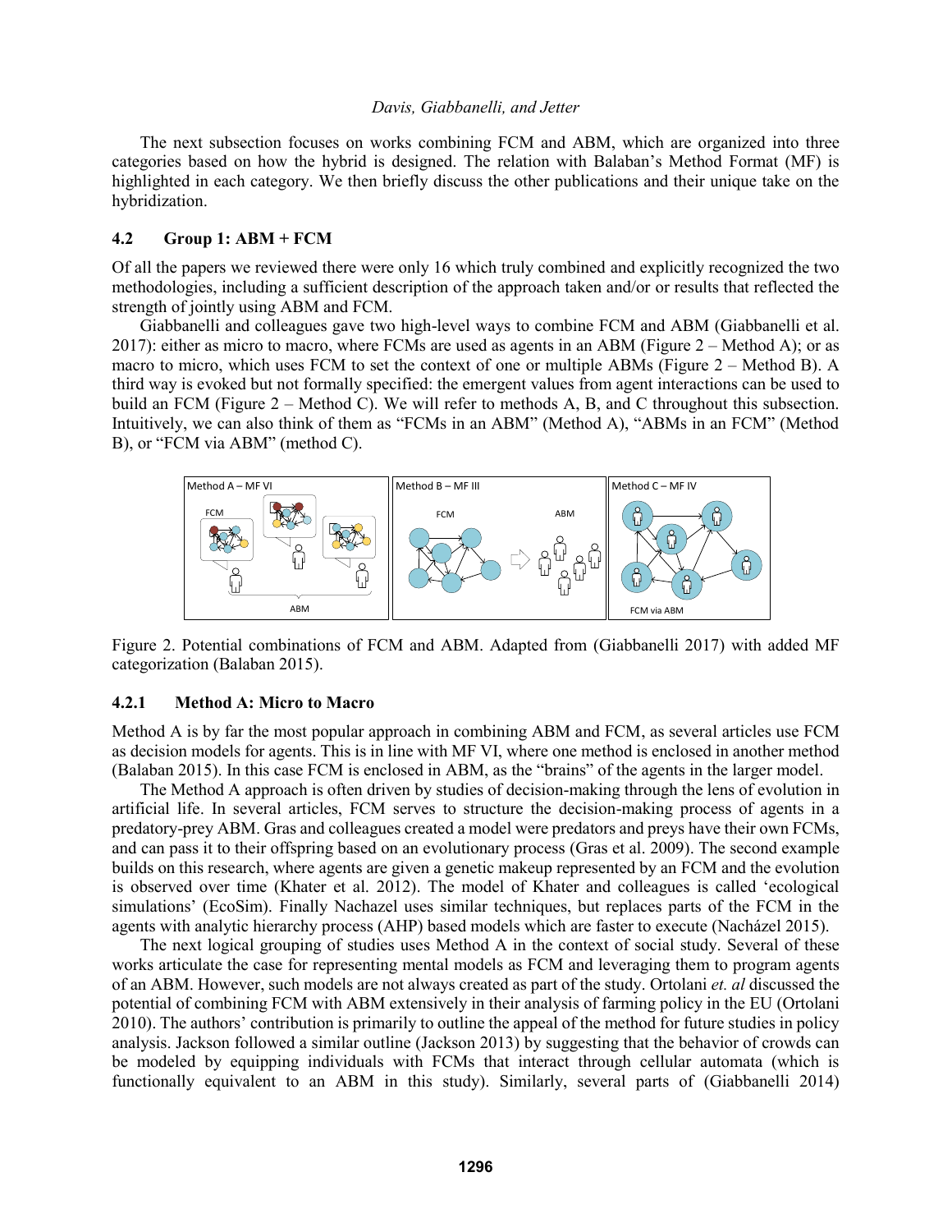The next subsection focuses on works combining FCM and ABM, which are organized into three categories based on how the hybrid is designed. The relation with Balaban's Method Format (MF) is highlighted in each category. We then briefly discuss the other publications and their unique take on the hybridization.

### 4.2 Group 1: ABM + FCM

Of all the papers we reviewed there were only 16 which truly combined and explicitly recognized the two methodologies, including a sufficient description of the approach taken and/or or results that reflected the strength of jointly using ABM and FCM.

Giabbanelli and colleagues gave two high-level ways to combine FCM and ABM (Giabbanelli et al. 2017): either as micro to macro, where FCMs are used as agents in an ABM (Figure 2 – Method A); or as macro to micro, which uses FCM to set the context of one or multiple ABMs (Figure 2 – Method B). A third way is evoked but not formally specified: the emergent values from agent interactions can be used to build an FCM (Figure 2 – Method C). We will refer to methods A, B, and C throughout this subsection. Intuitively, we can also think of them as "FCMs in an ABM" (Method A), "ABMs in an FCM" (Method B), or "FCM via ABM" (method C).

Method A – MF VI | Method B – MF III | Method C – MF IV

Figure 2. Potential combinations of FCM and ABM. Adapted from (Giabbanelli 2017) with added MF categorization (Balaban 2015).

#### 4.2.1 Method A: Micro to Macro

Method A is by far the most popular approach in combining ABM and FCM, as several articles use FCM as decision models for agents. This is in line with MF VI, where one method is enclosed in another method (Balaban 2015). In this case FCM is enclosed in ABM, as the "brains" of the agents in the larger model.

The Method A approach is often driven by studies of decision-making through the lens of evolution in artificial life. In several articles, FCM serves to structure the decision-making process of agents in a predatory-prey ABM. Gras and colleagues created a model were predators and preys have their own FCMs, and can pass it to their offspring based on an evolutionary process (Gras et al. 2009). The second example builds on this research, where agents are given a genetic makeup represented by an FCM and the evolution is observed over time (Khater et al. 2012). The model of Khater and colleagues is called 'ecological simulations' (EcoSim). Finally Nachazel uses similar techniques, but replaces parts of the FCM in the agents with analytic hierarchy process (AHP) based models which are faster to execute (Nacházel 2015).

The next logical grouping of studies uses Method A in the context of social study. Several of these works articulate the case for representing mental models as FCM and leveraging them to program agents of an ABM. However, such models are not always created as part of the study. Ortolani *et. al* discussed the potential of combining FCM with ABM extensively in their analysis of farming policy in the EU (Ortolani 2010). The authors' contribution is primarily to outline the appeal of the method for future studies in policy analysis. Jackson followed a similar outline (Jackson 2013) by suggesting that the behavior of crowds can be modeled by equipping individuals with FCMs that interact through cellular automata (which is functionally equivalent to an ABM in this study). Similarly, several parts of (Giabbanelli 2014)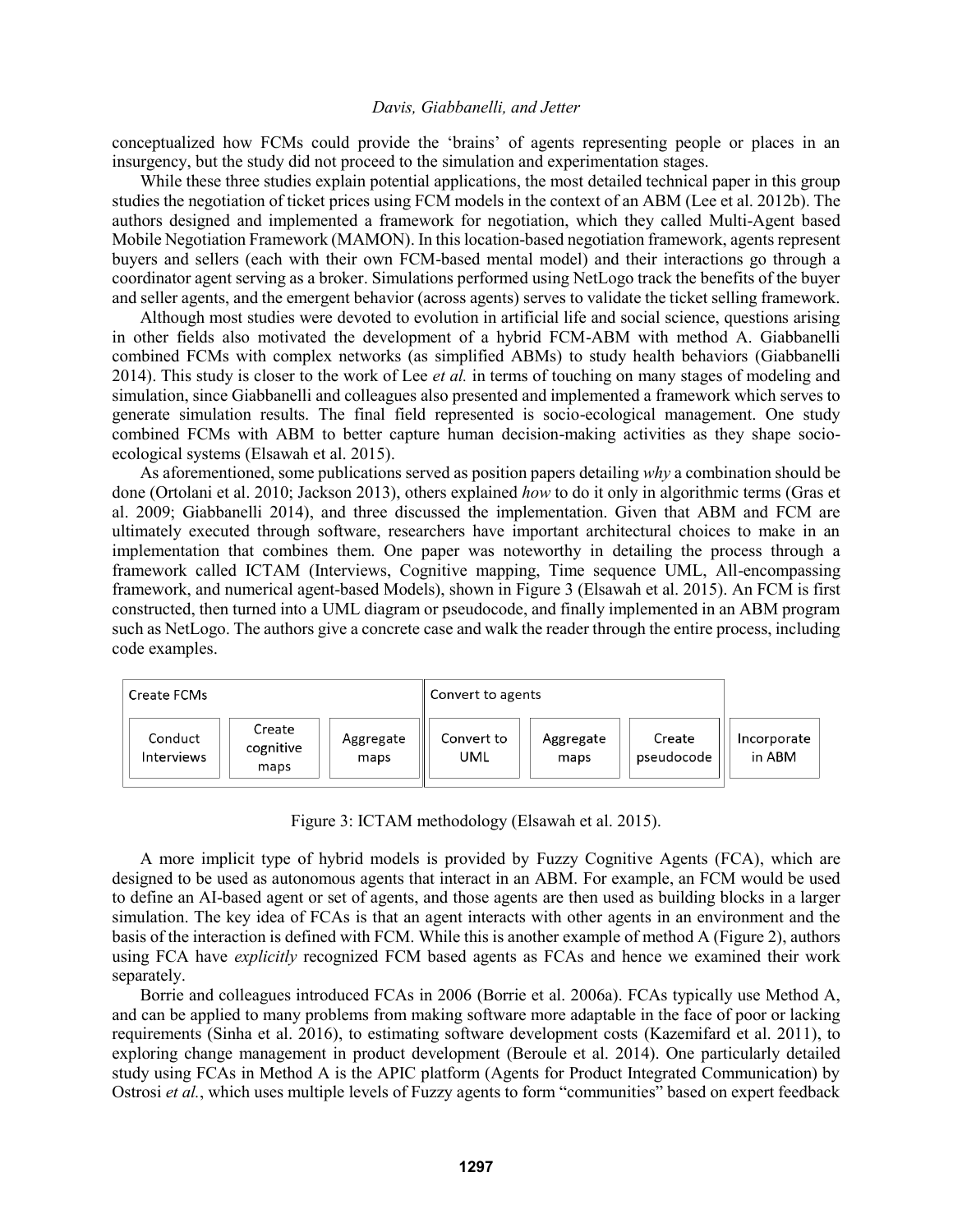conceptualized how FCMs could provide the 'brains' of agents representing people or places in an insurgency, but the study did not proceed to the simulation and experimentation stages.

While these three studies explain potential applications, the most detailed technical paper in this group studies the negotiation of ticket prices using FCM models in the context of an ABM (Lee et al. 2012b). The authors designed and implemented a framework for negotiation, which they called Multi-Agent based Mobile Negotiation Framework (MAMON). In this location-based negotiation framework, agents represent buyers and sellers (each with their own FCM-based mental model) and their interactions go through a coordinator agent serving as a broker. Simulations performed using NetLogo track the benefits of the buyer and seller agents, and the emergent behavior (across agents) serves to validate the ticket selling framework.

Although most studies were devoted to evolution in artificial life and social science, questions arising in other fields also motivated the development of a hybrid FCM-ABM with method A. Giabbanelli combined FCMs with complex networks (as simplified ABMs) to study health behaviors (Giabbanelli 2014). This study is closer to the work of Lee *et al.* in terms of touching on many stages of modeling and simulation, since Giabbanelli and colleagues also presented and implemented a framework which serves to generate simulation results. The final field represented is socio-ecological management. One study combined FCMs with ABM to better capture human decision-making activities as they shape socio-ecological systems (Elsawah et al. 2015).

As aforementioned, some publications served as position papers detailing *why* a combination should be done (Ortolani et al. 2010; Jackson 2013), others explained *how* to do it only in algorithmic terms (Gras et al. 2009; Giabbanelli 2014), and three discussed the implementation. Given that ABM and FCM are ultimately executed through software, researchers have important architectural choices to make in an implementation that combines them. One paper was noteworthy in detailing the process through a framework called ICTAM (Interviews, Cognitive mapping, Time sequence UML, All-encompassing framework, and numerical agent-based Models), shown in Figure 3 (Elsawah et al. 2015). An FCM is first constructed, then turned into a UML diagram or pseudocode, and finally implemented in an ABM program such as NetLogo. The authors give a concrete case and walk the reader through the entire process, including code examples.

| Create FCMs | | | Convert to agents | | | |
|---|---|---|---|---|---|---|
| Conduct Interviews | Create cognitive maps | Aggregate maps | Convert to UML | Aggregate maps | Create pseudocode | Incorporate in ABM |

Figure 3: ICTAM methodology (Elsawah et al. 2015).

A more implicit type of hybrid models is provided by Fuzzy Cognitive Agents (FCA), which are designed to be used as autonomous agents that interact in an ABM. For example, an FCM would be used to define an AI-based agent or set of agents, and those agents are then used as building blocks in a larger simulation. The key idea of FCAs is that an agent interacts with other agents in an environment and the basis of the interaction is defined with FCM. While this is another example of method A (Figure 2), authors using FCA have *explicitly* recognized FCM based agents as FCAs and hence we examined their work separately.

Borrie and colleagues introduced FCAs in 2006 (Borrie et al. 2006a). FCAs typically use Method A, and can be applied to many problems from making software more adaptable in the face of poor or lacking requirements (Sinha et al. 2016), to estimating software development costs (Kazemifard et al. 2011), to exploring change management in product development (Beroule et al. 2014). One particularly detailed study using FCAs in Method A is the APIC platform (Agents for Product Integrated Communication) by Ostrosi *et al.*, which uses multiple levels of Fuzzy agents to form "communities" based on expert feedback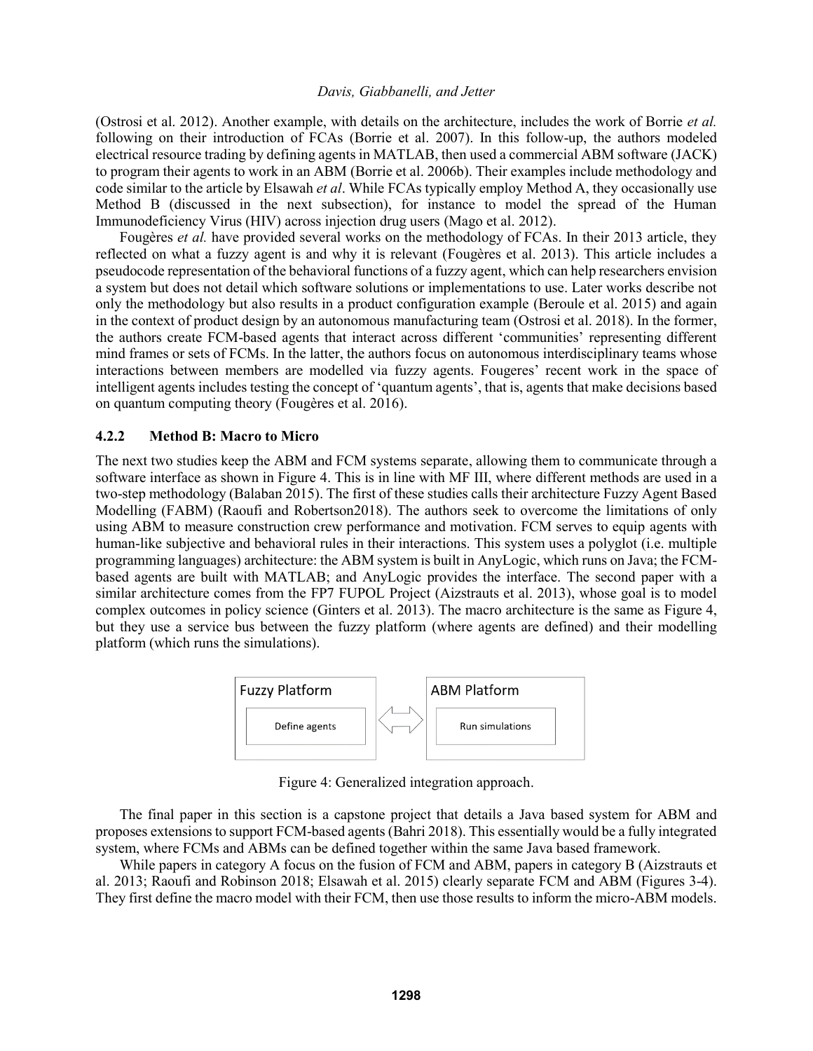(Ostrosi et al. 2012). Another example, with details on the architecture, includes the work of Borrie *et al.* following on their introduction of FCAs (Borrie et al. 2007). In this follow-up, the authors modeled electrical resource trading by defining agents in MATLAB, then used a commercial ABM software (JACK) to program their agents to work in an ABM (Borrie et al. 2006b). Their examples include methodology and code similar to the article by Elsawah *et al*. While FCAs typically employ Method A, they occasionally use Method B (discussed in the next subsection), for instance to model the spread of the Human Immunodeficiency Virus (HIV) across injection drug users (Mago et al. 2012).

Fougères *et al.* have provided several works on the methodology of FCAs. In their 2013 article, they reflected on what a fuzzy agent is and why it is relevant (Fougères et al. 2013). This article includes a pseudocode representation of the behavioral functions of a fuzzy agent, which can help researchers envision a system but does not detail which software solutions or implementations to use. Later works describe not only the methodology but also results in a product configuration example (Beroule et al. 2015) and again in the context of product design by an autonomous manufacturing team (Ostrosi et al. 2018). In the former, the authors create FCM-based agents that interact across different 'communities' representing different mind frames or sets of FCMs. In the latter, the authors focus on autonomous interdisciplinary teams whose interactions between members are modelled via fuzzy agents. Fougeres' recent work in the space of intelligent agents includes testing the concept of 'quantum agents', that is, agents that make decisions based on quantum computing theory (Fougères et al. 2016).

### 4.2.2 Method B: Macro to Micro

The next two studies keep the ABM and FCM systems separate, allowing them to communicate through a software interface as shown in Figure 4. This is in line with MF III, where different methods are used in a two-step methodology (Balaban 2015). The first of these studies calls their architecture Fuzzy Agent Based Modelling (FABM) (Raoufi and Robertson2018). The authors seek to overcome the limitations of only using ABM to measure construction crew performance and motivation. FCM serves to equip agents with human-like subjective and behavioral rules in their interactions. This system uses a polyglot (i.e. multiple programming languages) architecture: the ABM system is built in AnyLogic, which runs on Java; the FCM-based agents are built with MATLAB; and AnyLogic provides the interface. The second paper with a similar architecture comes from the FP7 FUPOL Project (Aizstrauts et al. 2013), whose goal is to model complex outcomes in policy science (Ginters et al. 2013). The macro architecture is the same as Figure 4, but they use a service bus between the fuzzy platform (where agents are defined) and their modelling platform (which runs the simulations).

| Fuzzy Platform | | ABM Platform |
|---|---|---|
| Define agents | ⟺ | Run simulations |

Figure 4: Generalized integration approach.

The final paper in this section is a capstone project that details a Java based system for ABM and proposes extensions to support FCM-based agents (Bahri 2018). This essentially would be a fully integrated system, where FCMs and ABMs can be defined together within the same Java based framework.

While papers in category A focus on the fusion of FCM and ABM, papers in category B (Aizstrauts et al. 2013; Raoufi and Robinson 2018; Elsawah et al. 2015) clearly separate FCM and ABM (Figures 3-4). They first define the macro model with their FCM, then use those results to inform the micro-ABM models.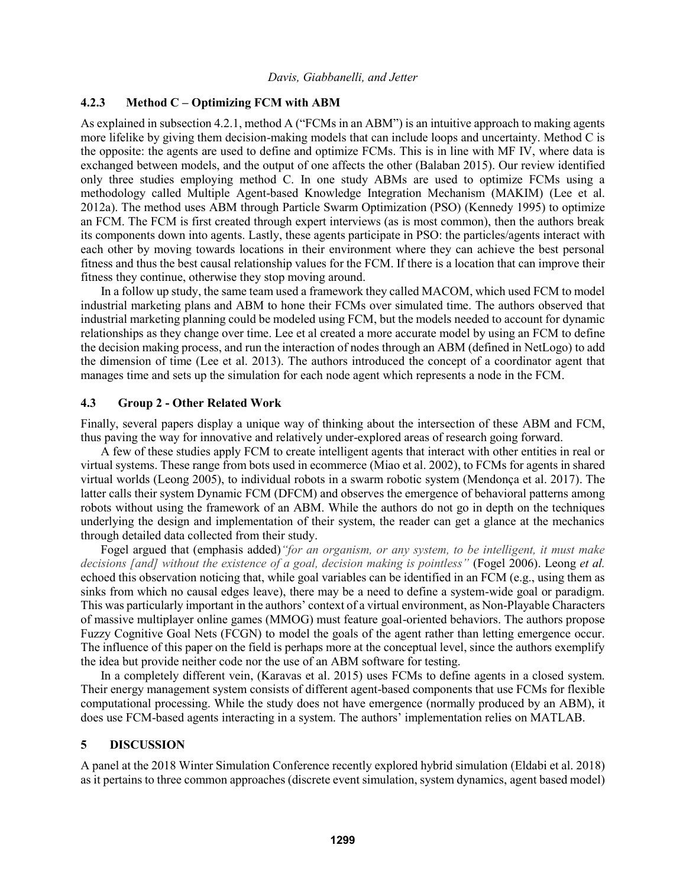### 4.2.3 Method C – Optimizing FCM with ABM

As explained in subsection 4.2.1, method A ("FCMs in an ABM") is an intuitive approach to making agents more lifelike by giving them decision-making models that can include loops and uncertainty. Method C is the opposite: the agents are used to define and optimize FCMs. This is in line with MF IV, where data is exchanged between models, and the output of one affects the other (Balaban 2015). Our review identified only three studies employing method C. In one study ABMs are used to optimize FCMs using a methodology called Multiple Agent-based Knowledge Integration Mechanism (MAKIM) (Lee et al. 2012a). The method uses ABM through Particle Swarm Optimization (PSO) (Kennedy 1995) to optimize an FCM. The FCM is first created through expert interviews (as is most common), then the authors break its components down into agents. Lastly, these agents participate in PSO: the particles/agents interact with each other by moving towards locations in their environment where they can achieve the best personal fitness and thus the best causal relationship values for the FCM. If there is a location that can improve their fitness they continue, otherwise they stop moving around.

In a follow up study, the same team used a framework they called MACOM, which used FCM to model industrial marketing plans and ABM to hone their FCMs over simulated time. The authors observed that industrial marketing planning could be modeled using FCM, but the models needed to account for dynamic relationships as they change over time. Lee et al created a more accurate model by using an FCM to define the decision making process, and run the interaction of nodes through an ABM (defined in NetLogo) to add the dimension of time (Lee et al. 2013). The authors introduced the concept of a coordinator agent that manages time and sets up the simulation for each node agent which represents a node in the FCM.

## 4.3 Group 2 - Other Related Work

Finally, several papers display a unique way of thinking about the intersection of these ABM and FCM, thus paving the way for innovative and relatively under-explored areas of research going forward.

A few of these studies apply FCM to create intelligent agents that interact with other entities in real or virtual systems. These range from bots used in ecommerce (Miao et al. 2002), to FCMs for agents in shared virtual worlds (Leong 2005), to individual robots in a swarm robotic system (Mendonça et al. 2017). The latter calls their system Dynamic FCM (DFCM) and observes the emergence of behavioral patterns among robots without using the framework of an ABM. While the authors do not go in depth on the techniques underlying the design and implementation of their system, the reader can get a glance at the mechanics through detailed data collected from their study.

Fogel argued that (emphasis added)*"for an organism, or any system, to be intelligent, it must make decisions [and] without the existence of a goal, decision making is pointless"* (Fogel 2006). Leong *et al.* echoed this observation noticing that, while goal variables can be identified in an FCM (e.g., using them as sinks from which no causal edges leave), there may be a need to define a system-wide goal or paradigm. This was particularly important in the authors' context of a virtual environment, as Non-Playable Characters of massive multiplayer online games (MMOG) must feature goal-oriented behaviors. The authors propose Fuzzy Cognitive Goal Nets (FCGN) to model the goals of the agent rather than letting emergence occur. The influence of this paper on the field is perhaps more at the conceptual level, since the authors exemplify the idea but provide neither code nor the use of an ABM software for testing.

In a completely different vein, (Karavas et al. 2015) uses FCMs to define agents in a closed system. Their energy management system consists of different agent-based components that use FCMs for flexible computational processing. While the study does not have emergence (normally produced by an ABM), it does use FCM-based agents interacting in a system. The authors' implementation relies on MATLAB.

# 5 DISCUSSION

A panel at the 2018 Winter Simulation Conference recently explored hybrid simulation (Eldabi et al. 2018) as it pertains to three common approaches (discrete event simulation, system dynamics, agent based model)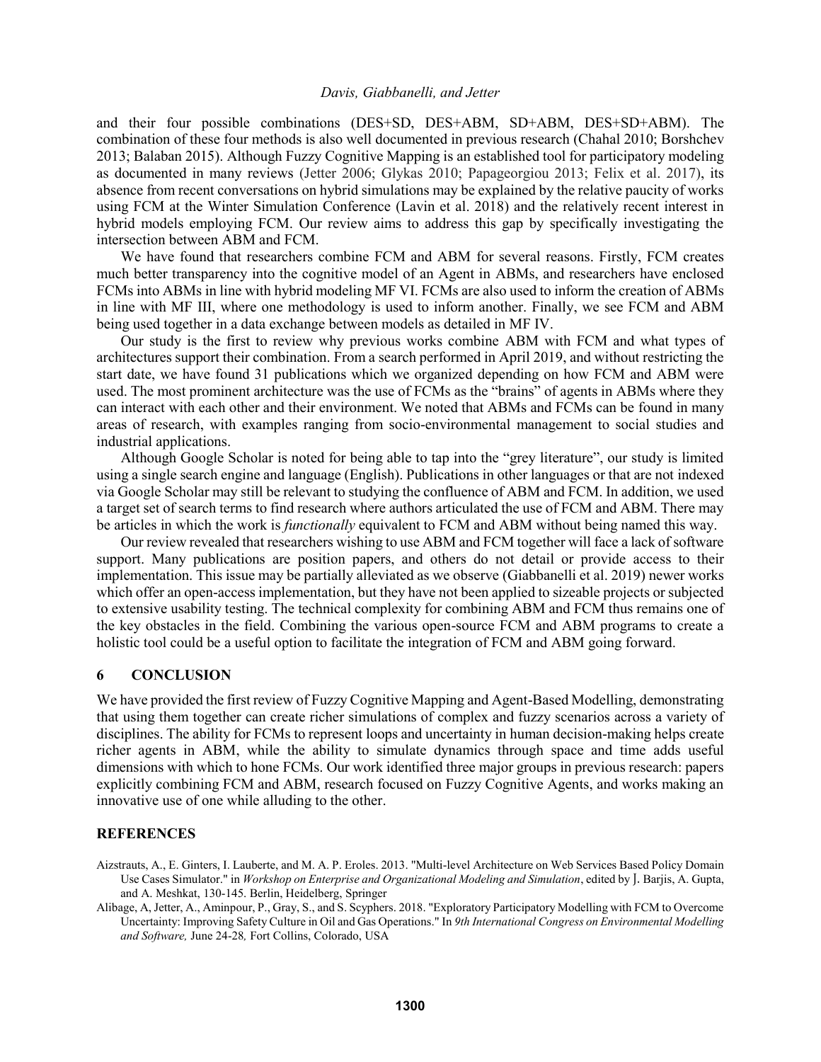and their four possible combinations (DES+SD, DES+ABM, SD+ABM, DES+SD+ABM). The combination of these four methods is also well documented in previous research (Chahal 2010; Borshchev 2013; Balaban 2015). Although Fuzzy Cognitive Mapping is an established tool for participatory modeling as documented in many reviews (Jetter 2006; Glykas 2010; Papageorgiou 2013; Felix et al. 2017), its absence from recent conversations on hybrid simulations may be explained by the relative paucity of works using FCM at the Winter Simulation Conference (Lavin et al. 2018) and the relatively recent interest in hybrid models employing FCM. Our review aims to address this gap by specifically investigating the intersection between ABM and FCM.

We have found that researchers combine FCM and ABM for several reasons. Firstly, FCM creates much better transparency into the cognitive model of an Agent in ABMs, and researchers have enclosed FCMs into ABMs in line with hybrid modeling MF VI. FCMs are also used to inform the creation of ABMs in line with MF III, where one methodology is used to inform another. Finally, we see FCM and ABM being used together in a data exchange between models as detailed in MF IV.

Our study is the first to review why previous works combine ABM with FCM and what types of architectures support their combination. From a search performed in April 2019, and without restricting the start date, we have found 31 publications which we organized depending on how FCM and ABM were used. The most prominent architecture was the use of FCMs as the "brains" of agents in ABMs where they can interact with each other and their environment. We noted that ABMs and FCMs can be found in many areas of research, with examples ranging from socio-environmental management to social studies and industrial applications.

Although Google Scholar is noted for being able to tap into the "grey literature", our study is limited using a single search engine and language (English). Publications in other languages or that are not indexed via Google Scholar may still be relevant to studying the confluence of ABM and FCM. In addition, we used a target set of search terms to find research where authors articulated the use of FCM and ABM. There may be articles in which the work is *functionally* equivalent to FCM and ABM without being named this way.

Our review revealed that researchers wishing to use ABM and FCM together will face a lack of software support. Many publications are position papers, and others do not detail or provide access to their implementation. This issue may be partially alleviated as we observe (Giabbanelli et al. 2019) newer works which offer an open-access implementation, but they have not been applied to sizeable projects or subjected to extensive usability testing. The technical complexity for combining ABM and FCM thus remains one of the key obstacles in the field. Combining the various open-source FCM and ABM programs to create a holistic tool could be a useful option to facilitate the integration of FCM and ABM going forward.

## 6 CONCLUSION

We have provided the first review of Fuzzy Cognitive Mapping and Agent-Based Modelling, demonstrating that using them together can create richer simulations of complex and fuzzy scenarios across a variety of disciplines. The ability for FCMs to represent loops and uncertainty in human decision-making helps create richer agents in ABM, while the ability to simulate dynamics through space and time adds useful dimensions with which to hone FCMs. Our work identified three major groups in previous research: papers explicitly combining FCM and ABM, research focused on Fuzzy Cognitive Agents, and works making an innovative use of one while alluding to the other.

## REFERENCES

Aizstrauts, A., E. Ginters, I. Lauberte, and M. A. P. Eroles. 2013. "Multi-level Architecture on Web Services Based Policy Domain Use Cases Simulator." in *Workshop on Enterprise and Organizational Modeling and Simulation*, edited by J. Barjis, A. Gupta, and A. Meshkat, 130-145. Berlin, Heidelberg, Springer

Alibage, A, Jetter, A., Aminpour, P., Gray, S., and S. Scyphers. 2018. "Exploratory Participatory Modelling with FCM to Overcome Uncertainty: Improving Safety Culture in Oil and Gas Operations." In *9th International Congress on Environmental Modelling and Software,* June 24-28*,* Fort Collins, Colorado, USA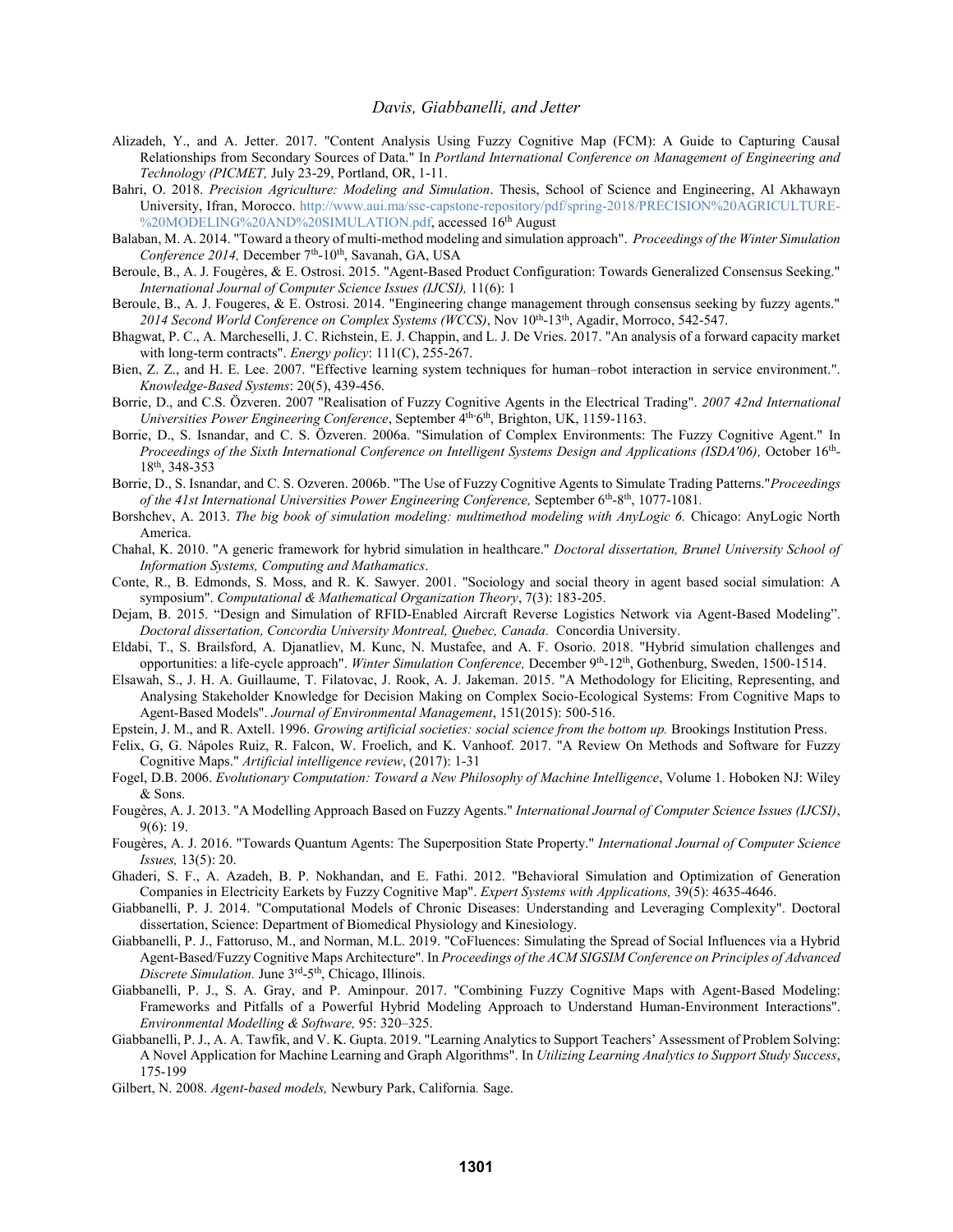Alizadeh, Y., and A. Jetter. 2017. "Content Analysis Using Fuzzy Cognitive Map (FCM): A Guide to Capturing Causal Relationships from Secondary Sources of Data." In *Portland International Conference on Management of Engineering and Technology (PICMET,* July 23-29, Portland, OR, 1-11.

Bahri, O. 2018. *Precision Agriculture: Modeling and Simulation*. Thesis, School of Science and Engineering, Al Akhawayn University, Ifran, Morocco. http://www.aui.ma/sse-capstone-repository/pdf/spring-2018/PRECISION%20AGRICULTURE-%20MODELING%20AND%20SIMULATION.pdf, accessed 16th August

Balaban, M. A. 2014. "Toward a theory of multi-method modeling and simulation approach". *Proceedings of the Winter Simulation Conference 2014,* December 7th-10th, Savanah, GA, USA

Beroule, B., A. J. Fougères, & E. Ostrosi. 2015. "Agent-Based Product Configuration: Towards Generalized Consensus Seeking." *International Journal of Computer Science Issues (IJCSI),* 11(6): 1

Beroule, B., A. J. Fougeres, & E. Ostrosi. 2014. "Engineering change management through consensus seeking by fuzzy agents." *2014 Second World Conference on Complex Systems (WCCS)*, Nov 10th-13th, Agadir, Morroco, 542-547.

Bhagwat, P. C., A. Marcheselli, J. C. Richstein, E. J. Chappin, and L. J. De Vries. 2017. "An analysis of a forward capacity market with long-term contracts". *Energy policy*: 111(C), 255-267.

Bien, Z. Z., and H. E. Lee. 2007. "Effective learning system techniques for human–robot interaction in service environment.". *Knowledge-Based Systems*: 20(5), 439-456.

Borrie, D., and C.S. Özveren. 2007 "Realisation of Fuzzy Cognitive Agents in the Electrical Trading". *2007 42nd International Universities Power Engineering Conference*, September 4th-6th, Brighton, UK, 1159-1163.

Borrie, D., S. Isnandar, and C. S. Özveren. 2006a. "Simulation of Complex Environments: The Fuzzy Cognitive Agent." In *Proceedings of the Sixth International Conference on Intelligent Systems Design and Applications (ISDA'06),* October 16th-18th, 348-353

Borrie, D., S. Isnandar, and C. S. Ozveren. 2006b. "The Use of Fuzzy Cognitive Agents to Simulate Trading Patterns."*Proceedings of the 41st International Universities Power Engineering Conference,* September 6th-8th, 1077-1081.

Borshchev, A. 2013. *The big book of simulation modeling: multimethod modeling with AnyLogic 6.* Chicago: AnyLogic North America.

Chahal, K. 2010. "A generic framework for hybrid simulation in healthcare." *Doctoral dissertation, Brunel University School of Information Systems, Computing and Mathamatics*.

Conte, R., B. Edmonds, S. Moss, and R. K. Sawyer. 2001. "Sociology and social theory in agent based social simulation: A symposium". *Computational & Mathematical Organization Theory*, 7(3): 183-205.

Dejam, B. 2015. "Design and Simulation of RFID-Enabled Aircraft Reverse Logistics Network via Agent-Based Modeling". *Doctoral dissertation, Concordia University Montreal, Quebec, Canada.* Concordia University.

Eldabi, T., S. Brailsford, A. Djanatliev, M. Kunc, N. Mustafee, and A. F. Osorio. 2018. "Hybrid simulation challenges and opportunities: a life-cycle approach". *Winter Simulation Conference,* December 9th-12th, Gothenburg, Sweden, 1500-1514.

Elsawah, S., J. H. A. Guillaume, T. Filatovac, J. Rook, A. J. Jakeman. 2015. "A Methodology for Eliciting, Representing, and Analysing Stakeholder Knowledge for Decision Making on Complex Socio-Ecological Systems: From Cognitive Maps to Agent-Based Models". *Journal of Environmental Management*, 151(2015): 500-516.

Epstein, J. M., and R. Axtell. 1996. *Growing artificial societies: social science from the bottom up.* Brookings Institution Press.

Felix, G, G. Nápoles Ruiz, R. Falcon, W. Froelich, and K. Vanhoof. 2017. "A Review On Methods and Software for Fuzzy Cognitive Maps." *Artificial intelligence review*, (2017): 1-31

Fogel, D.B. 2006. *Evolutionary Computation: Toward a New Philosophy of Machine Intelligence*, Volume 1. Hoboken NJ: Wiley & Sons.

Fougères, A. J. 2013. "A Modelling Approach Based on Fuzzy Agents." *International Journal of Computer Science Issues (IJCSI)*, 9(6): 19.

Fougères, A. J. 2016. "Towards Quantum Agents: The Superposition State Property." *International Journal of Computer Science Issues,* 13(5): 20.

Ghaderi, S. F., A. Azadeh, B. P. Nokhandan, and E. Fathi. 2012. "Behavioral Simulation and Optimization of Generation Companies in Electricity Earkets by Fuzzy Cognitive Map". *Expert Systems with Applications,* 39(5): 4635-4646.

Giabbanelli, P. J. 2014. "Computational Models of Chronic Diseases: Understanding and Leveraging Complexity". Doctoral dissertation, Science: Department of Biomedical Physiology and Kinesiology.

Giabbanelli, P. J., Fattoruso, M., and Norman, M.L. 2019. "CoFluences: Simulating the Spread of Social Influences via a Hybrid Agent-Based/Fuzzy Cognitive Maps Architecture". In *Proceedings of the ACM SIGSIM Conference on Principles of Advanced Discrete Simulation.* June 3rd-5th, Chicago, Illinois.

Giabbanelli, P. J., S. A. Gray, and P. Aminpour. 2017. "Combining Fuzzy Cognitive Maps with Agent-Based Modeling: Frameworks and Pitfalls of a Powerful Hybrid Modeling Approach to Understand Human-Environment Interactions". *Environmental Modelling & Software,* 95: 320–325.

Giabbanelli, P. J., A. A. Tawfik, and V. K. Gupta. 2019. "Learning Analytics to Support Teachers' Assessment of Problem Solving: A Novel Application for Machine Learning and Graph Algorithms". In *Utilizing Learning Analytics to Support Study Success*, 175-199

Gilbert, N. 2008. *Agent-based models,* Newbury Park, California*.* Sage.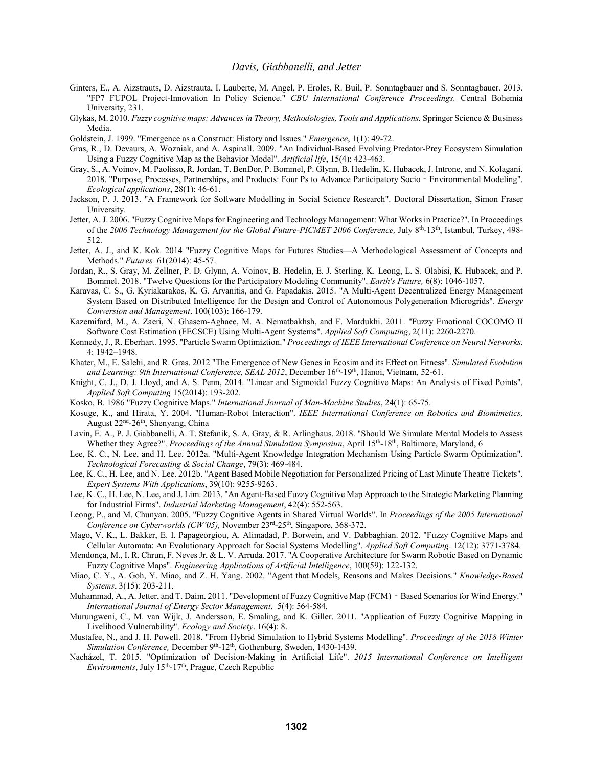Ginters, E., A. Aizstrauts, D. Aizstrauta, I. Lauberte, M. Angel, P. Eroles, R. Buil, P. Sonntagbauer and S. Sonntagbauer. 2013. "FP7 FUPOL Project-Innovation In Policy Science." *CBU International Conference Proceedings.* Central Bohemia University, 231.

Glykas, M. 2010. *Fuzzy cognitive maps: Advances in Theory, Methodologies, Tools and Applications.* Springer Science & Business Media.

Goldstein, J. 1999. "Emergence as a Construct: History and Issues." *Emergence*, 1(1): 49-72.

Gras, R., D. Devaurs, A. Wozniak, and A. Aspinall. 2009. "An Individual-Based Evolving Predator-Prey Ecosystem Simulation Using a Fuzzy Cognitive Map as the Behavior Model". *Artificial life*, 15(4): 423-463.

Gray, S., A. Voinov, M. Paolisso, R. Jordan, T. BenDor, P. Bommel, P. Glynn, B. Hedelin, K. Hubacek, J. Introne, and N. Kolagani. 2018. "Purpose, Processes, Partnerships, and Products: Four Ps to Advance Participatory Socio‐Environmental Modeling". *Ecological applications*, 28(1): 46-61.

Jackson, P. J. 2013. "A Framework for Software Modelling in Social Science Research". Doctoral Dissertation, Simon Fraser University.

Jetter, A. J. 2006. "Fuzzy Cognitive Maps for Engineering and Technology Management: What Works in Practice?". In Proceedings of the *2006 Technology Management for the Global Future-PICMET 2006 Conference,* July 8th-13th, Istanbul, Turkey, 498-512.

Jetter, A. J., and K. Kok. 2014 "Fuzzy Cognitive Maps for Futures Studies—A Methodological Assessment of Concepts and Methods." *Futures.* 61(2014): 45-57.

Jordan, R., S. Gray, M. Zellner, P. D. Glynn, A. Voinov, B. Hedelin, E. J. Sterling, K. Leong, L. S. Olabisi, K. Hubacek, and P. Bommel. 2018. "Twelve Questions for the Participatory Modeling Community". *Earth's Future,* 6(8): 1046-1057.

Karavas, C. S., G. Kyriakarakos, K. G. Arvanitis, and G. Papadakis. 2015. "A Multi-Agent Decentralized Energy Management System Based on Distributed Intelligence for the Design and Control of Autonomous Polygeneration Microgrids". *Energy Conversion and Management*. 100(103): 166-179.

Kazemifard, M., A. Zaeri, N. Ghasem-Aghaee, M. A. Nematbakhsh, and F. Mardukhi. 2011. "Fuzzy Emotional COCOMO II Software Cost Estimation (FECSCE) Using Multi-Agent Systems". *Applied Soft Computing*, 2(11): 2260-2270.

Kennedy, J., R. Eberhart. 1995. "Particle Swarm Optimiztion." *Proceedings of IEEE International Conference on Neural Networks*, 4: 1942–1948.

Khater, M., E. Salehi, and R. Gras. 2012 "The Emergence of New Genes in Ecosim and its Effect on Fitness". *Simulated Evolution and Learning: 9th International Conference, SEAL 2012*, December 16th-19th, Hanoi, Vietnam, 52-61.

Knight, C. J., D. J. Lloyd, and A. S. Penn, 2014. "Linear and Sigmoidal Fuzzy Cognitive Maps: An Analysis of Fixed Points". *Applied Soft Computing* 15(2014): 193-202.

Kosko, B. 1986 "Fuzzy Cognitive Maps." *International Journal of Man-Machine Studies*, 24(1): 65-75.

Kosuge, K., and Hirata, Y. 2004. "Human-Robot Interaction". *IEEE International Conference on Robotics and Biomimetics,* August 22nd-26th, Shenyang, China

Lavin, E. A., P. J. Giabbanelli, A. T. Stefanik, S. A. Gray, & R. Arlinghaus. 2018. "Should We Simulate Mental Models to Assess Whether they Agree?". *Proceedings of the Annual Simulation Symposiun*, April 15th-18th, Baltimore, Maryland, 6

Lee, K. C., N. Lee, and H. Lee. 2012a. "Multi-Agent Knowledge Integration Mechanism Using Particle Swarm Optimization". *Technological Forecasting & Social Change*, 79(3): 469-484.

Lee, K. C., H. Lee, and N. Lee. 2012b. "Agent Based Mobile Negotiation for Personalized Pricing of Last Minute Theatre Tickets". *Expert Systems With Applications*, 39(10): 9255-9263.

Lee, K. C., H. Lee, N. Lee, and J. Lim. 2013. "An Agent-Based Fuzzy Cognitive Map Approach to the Strategic Marketing Planning for Industrial Firms". *Industrial Marketing Management*, 42(4): 552-563.

Leong, P., and M. Chunyan. 2005. "Fuzzy Cognitive Agents in Shared Virtual Worlds". In *Proceedings of the 2005 International Conference on Cyberworlds (CW'05),* November 23rd-25th, Singapore, 368-372.

Mago, V. K., L. Bakker, E. I. Papageorgiou, A. Alimadad, P. Borwein, and V. Dabbaghian. 2012. "Fuzzy Cognitive Maps and Cellular Automata: An Evolutionary Approach for Social Systems Modelling". *Applied Soft Computing*. 12(12): 3771-3784.

Mendonça, M., I. R. Chrun, F. Neves Jr, & L. V. Arruda. 2017. "A Cooperative Architecture for Swarm Robotic Based on Dynamic Fuzzy Cognitive Maps". *Engineering Applications of Artificial Intelligence*, 100(59): 122-132.

Miao, C. Y., A. Goh, Y. Miao, and Z. H. Yang. 2002. "Agent that Models, Reasons and Makes Decisions." *Knowledge-Based Systems*, 3(15): 203-211.

Muhammad, A., A. Jetter, and T. Daim. 2011. "Development of Fuzzy Cognitive Map (FCM)‐Based Scenarios for Wind Energy." *International Journal of Energy Sector Management*. 5(4): 564-584.

Murungweni, C., M. van Wijk, J. Andersson, E. Smaling, and K. Giller. 2011. "Application of Fuzzy Cognitive Mapping in Livelihood Vulnerability". *Ecology and Society*. 16(4): 8.

Mustafee, N., and J. H. Powell. 2018. "From Hybrid Simulation to Hybrid Systems Modelling". *Proceedings of the 2018 Winter Simulation Conference,* December 9th-12th, Gothenburg, Sweden, 1430-1439.

Nacházel, T. 2015. "Optimization of Decision-Making in Artificial Life". *2015 International Conference on Intelligent Environments*, July 15th-17th, Prague, Czech Republic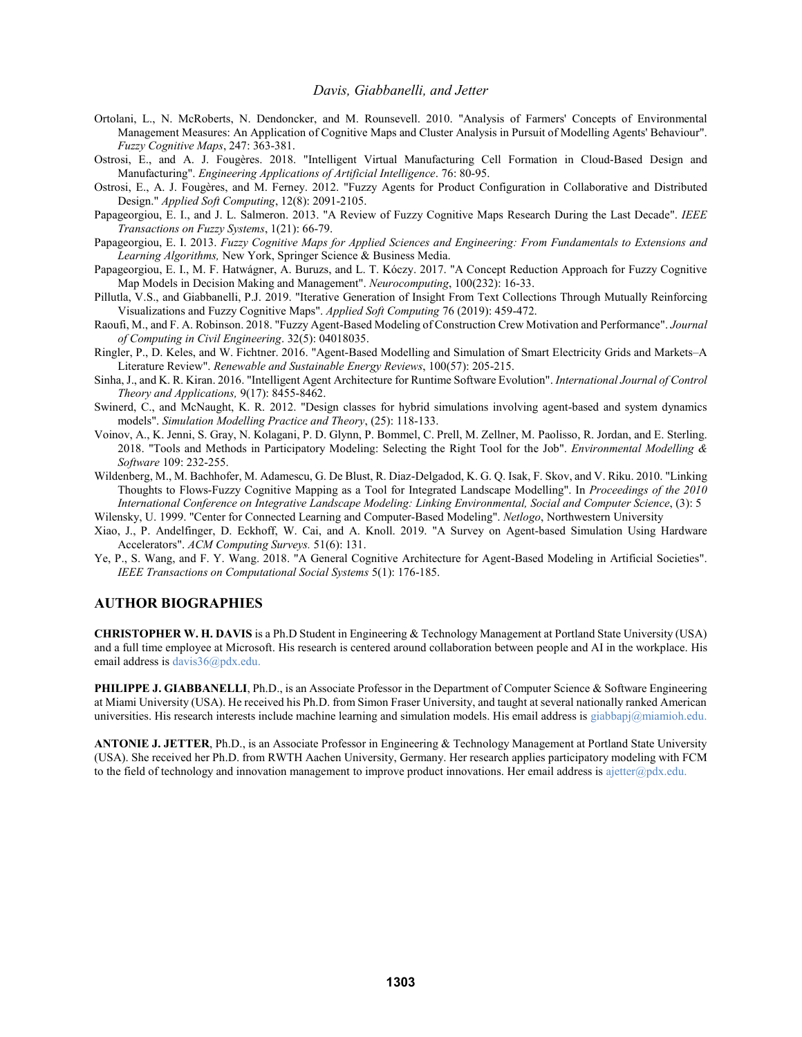Ortolani, L., N. McRoberts, N. Dendoncker, and M. Rounsevell. 2010. "Analysis of Farmers' Concepts of Environmental Management Measures: An Application of Cognitive Maps and Cluster Analysis in Pursuit of Modelling Agents' Behaviour". *Fuzzy Cognitive Maps*, 247: 363-381.

Ostrosi, E., and A. J. Fougères. 2018. "Intelligent Virtual Manufacturing Cell Formation in Cloud-Based Design and Manufacturing". *Engineering Applications of Artificial Intelligence*. 76: 80-95.

Ostrosi, E., A. J. Fougères, and M. Ferney. 2012. "Fuzzy Agents for Product Configuration in Collaborative and Distributed Design." *Applied Soft Computing*, 12(8): 2091-2105.

Papageorgiou, E. I., and J. L. Salmeron. 2013. "A Review of Fuzzy Cognitive Maps Research During the Last Decade". *IEEE Transactions on Fuzzy Systems*, 1(21): 66-79.

Papageorgiou, E. I. 2013. *Fuzzy Cognitive Maps for Applied Sciences and Engineering: From Fundamentals to Extensions and Learning Algorithms,* New York, Springer Science & Business Media.

Papageorgiou, E. I., M. F. Hatwágner, A. Buruzs, and L. T. Kóczy. 2017. "A Concept Reduction Approach for Fuzzy Cognitive Map Models in Decision Making and Management". *Neurocomputing*, 100(232): 16-33.

Pillutla, V.S., and Giabbanelli, P.J. 2019. "Iterative Generation of Insight From Text Collections Through Mutually Reinforcing Visualizations and Fuzzy Cognitive Maps". *Applied Soft Computing* 76 (2019): 459-472.

Raoufi, M., and F. A. Robinson. 2018. "Fuzzy Agent-Based Modeling of Construction Crew Motivation and Performance". *Journal of Computing in Civil Engineering*. 32(5): 04018035.

Ringler, P., D. Keles, and W. Fichtner. 2016. "Agent-Based Modelling and Simulation of Smart Electricity Grids and Markets–A Literature Review". *Renewable and Sustainable Energy Reviews*, 100(57): 205-215.

Sinha, J., and K. R. Kiran. 2016. "Intelligent Agent Architecture for Runtime Software Evolution". *International Journal of Control Theory and Applications,* 9(17): 8455-8462.

Swinerd, C., and McNaught, K. R. 2012. "Design classes for hybrid simulations involving agent-based and system dynamics models". *Simulation Modelling Practice and Theory*, (25): 118-133.

Voinov, A., K. Jenni, S. Gray, N. Kolagani, P. D. Glynn, P. Bommel, C. Prell, M. Zellner, M. Paolisso, R. Jordan, and E. Sterling. 2018. "Tools and Methods in Participatory Modeling: Selecting the Right Tool for the Job". *Environmental Modelling & Software* 109: 232-255.

Wildenberg, M., M. Bachhofer, M. Adamescu, G. De Blust, R. Diaz-Delgadod, K. G. Q. Isak, F. Skov, and V. Riku. 2010. "Linking Thoughts to Flows-Fuzzy Cognitive Mapping as a Tool for Integrated Landscape Modelling". In *Proceedings of the 2010 International Conference on Integrative Landscape Modeling: Linking Environmental, Social and Computer Science*, (3): 5

Wilensky, U. 1999. "Center for Connected Learning and Computer-Based Modeling". *Netlogo*, Northwestern University

Xiao, J., P. Andelfinger, D. Eckhoff, W. Cai, and A. Knoll. 2019. "A Survey on Agent-based Simulation Using Hardware Accelerators". *ACM Computing Surveys.* 51(6): 131.

Ye, P., S. Wang, and F. Y. Wang. 2018. "A General Cognitive Architecture for Agent-Based Modeling in Artificial Societies". *IEEE Transactions on Computational Social Systems* 5(1): 176-185.

## AUTHOR BIOGRAPHIES

**CHRISTOPHER W. H. DAVIS** is a Ph.D Student in Engineering & Technology Management at Portland State University (USA) and a full time employee at Microsoft. His research is centered around collaboration between people and AI in the workplace. His email address is davis36@pdx.edu.

**PHILIPPE J. GIABBANELLI**, Ph.D., is an Associate Professor in the Department of Computer Science & Software Engineering at Miami University (USA). He received his Ph.D. from Simon Fraser University, and taught at several nationally ranked American universities. His research interests include machine learning and simulation models. His email address is giabbapj@miamioh.edu.

**ANTONIE J. JETTER**, Ph.D., is an Associate Professor in Engineering & Technology Management at Portland State University (USA). She received her Ph.D. from RWTH Aachen University, Germany. Her research applies participatory modeling with FCM to the field of technology and innovation management to improve product innovations. Her email address is ajetter@pdx.edu.